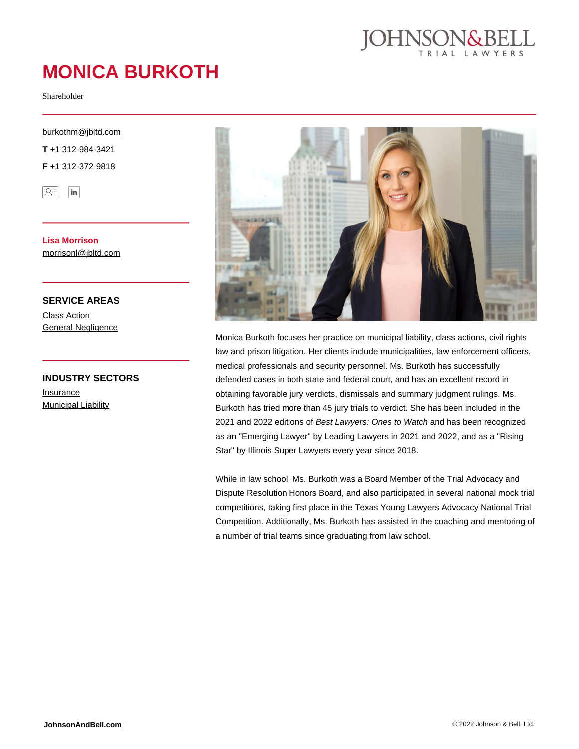JOHNSON&BELL
TRIAL LAWYERS

# MONICA BURKOTH

Shareholder

burkothm@jbltd.com

**T** +1 312-984-3421

**F** +1 312-372-9818

**Lisa Morrison**
morrisonl@jbltd.com

## SERVICE AREAS

Class Action
General Negligence

## INDUSTRY SECTORS

Insurance
Municipal Liability

Monica Burkoth focuses her practice on municipal liability, class actions, civil rights law and prison litigation. Her clients include municipalities, law enforcement officers, medical professionals and security personnel. Ms. Burkoth has successfully defended cases in both state and federal court, and has an excellent record in obtaining favorable jury verdicts, dismissals and summary judgment rulings. Ms. Burkoth has tried more than 45 jury trials to verdict. She has been included in the 2021 and 2022 editions of *Best Lawyers: Ones to Watch* and has been recognized as an "Emerging Lawyer" by Leading Lawyers in 2021 and 2022, and as a "Rising Star" by Illinois Super Lawyers every year since 2018.

While in law school, Ms. Burkoth was a Board Member of the Trial Advocacy and Dispute Resolution Honors Board, and also participated in several national mock trial competitions, taking first place in the Texas Young Lawyers Advocacy National Trial Competition. Additionally, Ms. Burkoth has assisted in the coaching and mentoring of a number of trial teams since graduating from law school.

**JohnsonAndBell.com**

© 2022 Johnson & Bell, Ltd.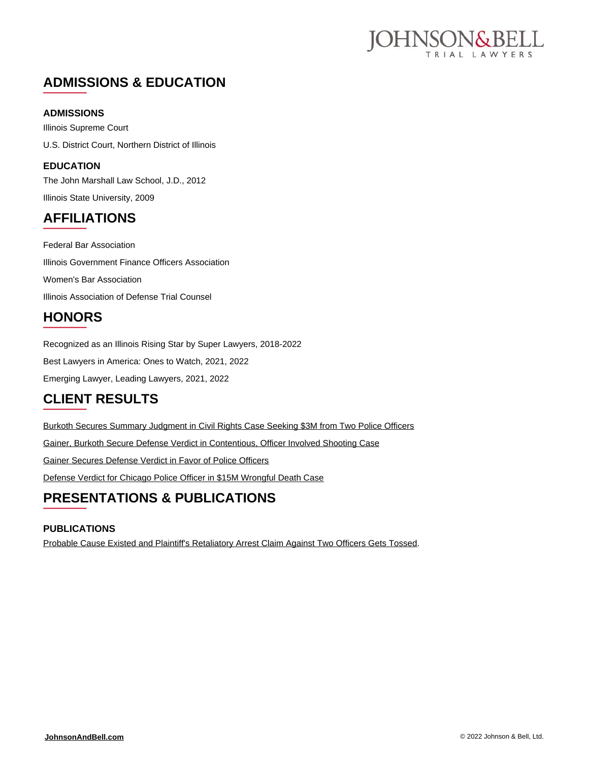## ADMISSIONS & EDUCATION

### ADMISSIONS

Illinois Supreme Court

U.S. District Court, Northern District of Illinois

### EDUCATION

The John Marshall Law School, J.D., 2012

Illinois State University, 2009

## AFFILIATIONS

Federal Bar Association

Illinois Government Finance Officers Association

Women's Bar Association

Illinois Association of Defense Trial Counsel

## HONORS

Recognized as an Illinois Rising Star by Super Lawyers, 2018-2022

Best Lawyers in America: Ones to Watch, 2021, 2022

Emerging Lawyer, Leading Lawyers, 2021, 2022

## CLIENT RESULTS

Burkoth Secures Summary Judgment in Civil Rights Case Seeking $3M from Two Police Officers

Gainer, Burkoth Secure Defense Verdict in Contentious, Officer Involved Shooting Case

Gainer Secures Defense Verdict in Favor of Police Officers

Defense Verdict for Chicago Police Officer in $15M Wrongful Death Case

## PRESENTATIONS & PUBLICATIONS

### PUBLICATIONS

Probable Cause Existed and Plaintiff's Retaliatory Arrest Claim Against Two Officers Gets Tossed.